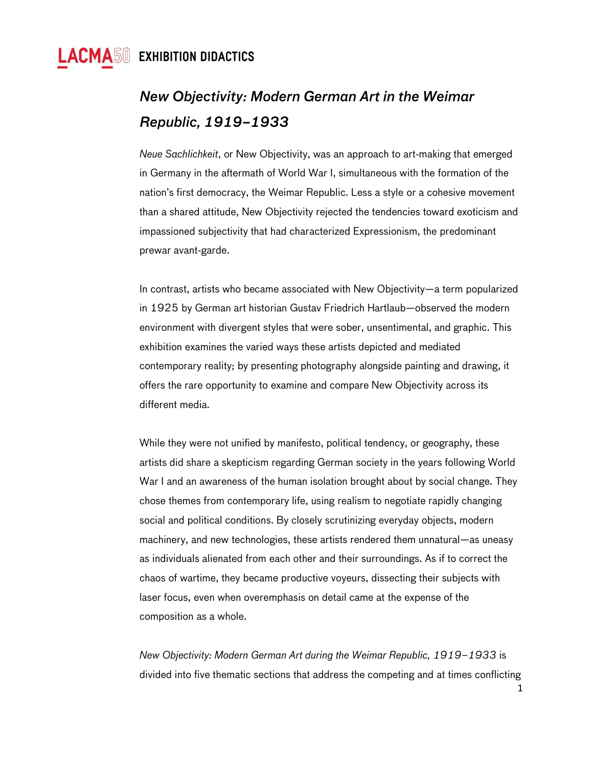# *New Objectivity: Modern German Art in the Weimar Republic, 1919–1933*

*Neue Sachlichkeit*, or New Objectivity, was an approach to art-making that emerged in Germany in the aftermath of World War I, simultaneous with the formation of the nation's first democracy, the Weimar Republic. Less a style or a cohesive movement than a shared attitude, New Objectivity rejected the tendencies toward exoticism and impassioned subjectivity that had characterized Expressionism, the predominant prewar avant-garde.

In contrast, artists who became associated with New Objectivity—a term popularized in 1925 by German art historian Gustav Friedrich Hartlaub—observed the modern environment with divergent styles that were sober, unsentimental, and graphic. This exhibition examines the varied ways these artists depicted and mediated contemporary reality; by presenting photography alongside painting and drawing, it offers the rare opportunity to examine and compare New Objectivity across its different media.

While they were not unified by manifesto, political tendency, or geography, these artists did share a skepticism regarding German society in the years following World War I and an awareness of the human isolation brought about by social change. They chose themes from contemporary life, using realism to negotiate rapidly changing social and political conditions. By closely scrutinizing everyday objects, modern machinery, and new technologies, these artists rendered them unnatural—as uneasy as individuals alienated from each other and their surroundings. As if to correct the chaos of wartime, they became productive voyeurs, dissecting their subjects with laser focus, even when overemphasis on detail came at the expense of the composition as a whole.

*New Objectivity: Modern German Art during the Weimar Republic, 1919–1933* is divided into five thematic sections that address the competing and at times conflicting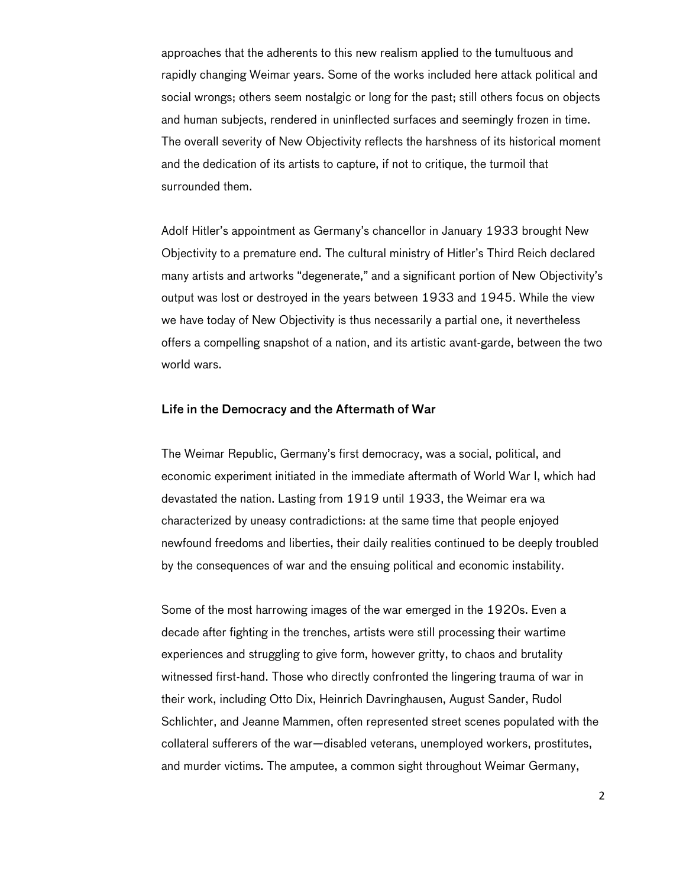approaches that the adherents to this new realism applied to the tumultuous and rapidly changing Weimar years. Some of the works included here attack political and social wrongs; others seem nostalgic or long for the past; still others focus on objects and human subjects, rendered in uninflected surfaces and seemingly frozen in time. The overall severity of New Objectivity reflects the harshness of its historical moment and the dedication of its artists to capture, if not to critique, the turmoil that surrounded them.

Adolf Hitler's appointment as Germany's chancellor in January 1933 brought New Objectivity to a premature end. The cultural ministry of Hitler's Third Reich declared many artists and artworks "degenerate," and a significant portion of New Objectivity's output was lost or destroyed in the years between 1933 and 1945. While the view we have today of New Objectivity is thus necessarily a partial one, it nevertheless offers a compelling snapshot of a nation, and its artistic avant-garde, between the two world wars.

## Life in the Democracy and the Aftermath of War

The Weimar Republic, Germany's first democracy, was a social, political, and economic experiment initiated in the immediate aftermath of World War I, which had devastated the nation. Lasting from 1919 until 1933, the Weimar era wa characterized by uneasy contradictions: at the same time that people enjoyed newfound freedoms and liberties, their daily realities continued to be deeply troubled by the consequences of war and the ensuing political and economic instability.

Some of the most harrowing images of the war emerged in the 1920s. Even a decade after fighting in the trenches, artists were still processing their wartime experiences and struggling to give form, however gritty, to chaos and brutality witnessed first-hand. Those who directly confronted the lingering trauma of war in their work, including Otto Dix, Heinrich Davringhausen, August Sander, Rudol Schlichter, and Jeanne Mammen, often represented street scenes populated with the collateral sufferers of the war—disabled veterans, unemployed workers, prostitutes, and murder victims. The amputee, a common sight throughout Weimar Germany,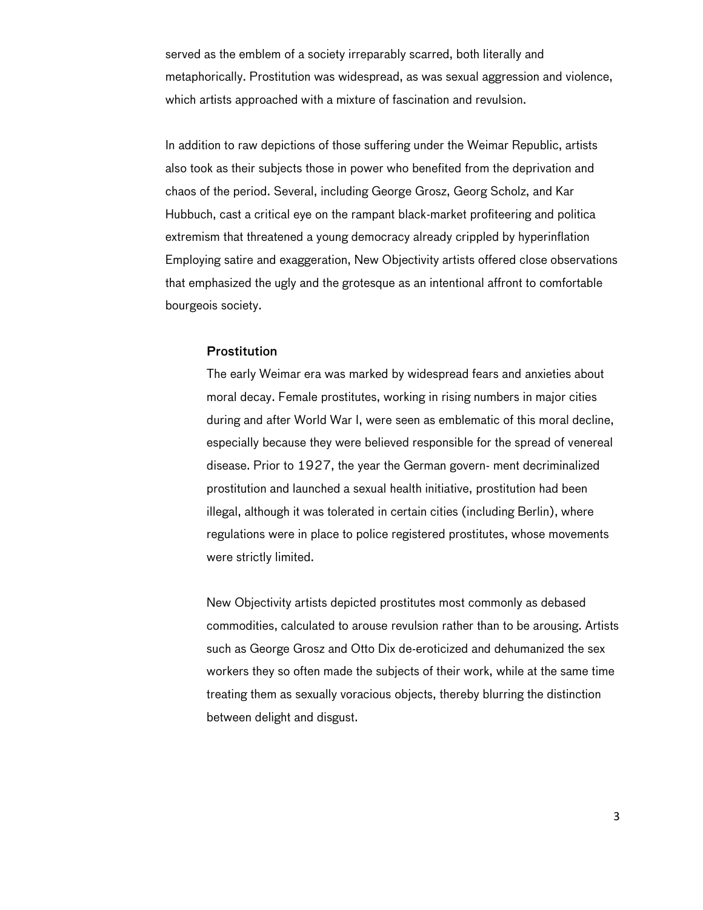served as the emblem of a society irreparably scarred, both literally and metaphorically. Prostitution was widespread, as was sexual aggression and violence, which artists approached with a mixture of fascination and revulsion.

In addition to raw depictions of those suffering under the Weimar Republic, artists also took as their subjects those in power who benefited from the deprivation and chaos of the period. Several, including George Grosz, Georg Scholz, and Kar Hubbuch, cast a critical eye on the rampant black-market profiteering and politica extremism that threatened a young democracy already crippled by hyperinflation Employing satire and exaggeration, New Objectivity artists offered close observations that emphasized the ugly and the grotesque as an intentional affront to comfortable bourgeois society.

### Prostitution

The early Weimar era was marked by widespread fears and anxieties about moral decay. Female prostitutes, working in rising numbers in major cities during and after World War I, were seen as emblematic of this moral decline, especially because they were believed responsible for the spread of venereal disease. Prior to 1927, the year the German govern- ment decriminalized prostitution and launched a sexual health initiative, prostitution had been illegal, although it was tolerated in certain cities (including Berlin), where regulations were in place to police registered prostitutes, whose movements were strictly limited.

New Objectivity artists depicted prostitutes most commonly as debased commodities, calculated to arouse revulsion rather than to be arousing. Artists such as George Grosz and Otto Dix de-eroticized and dehumanized the sex workers they so often made the subjects of their work, while at the same time treating them as sexually voracious objects, thereby blurring the distinction between delight and disgust.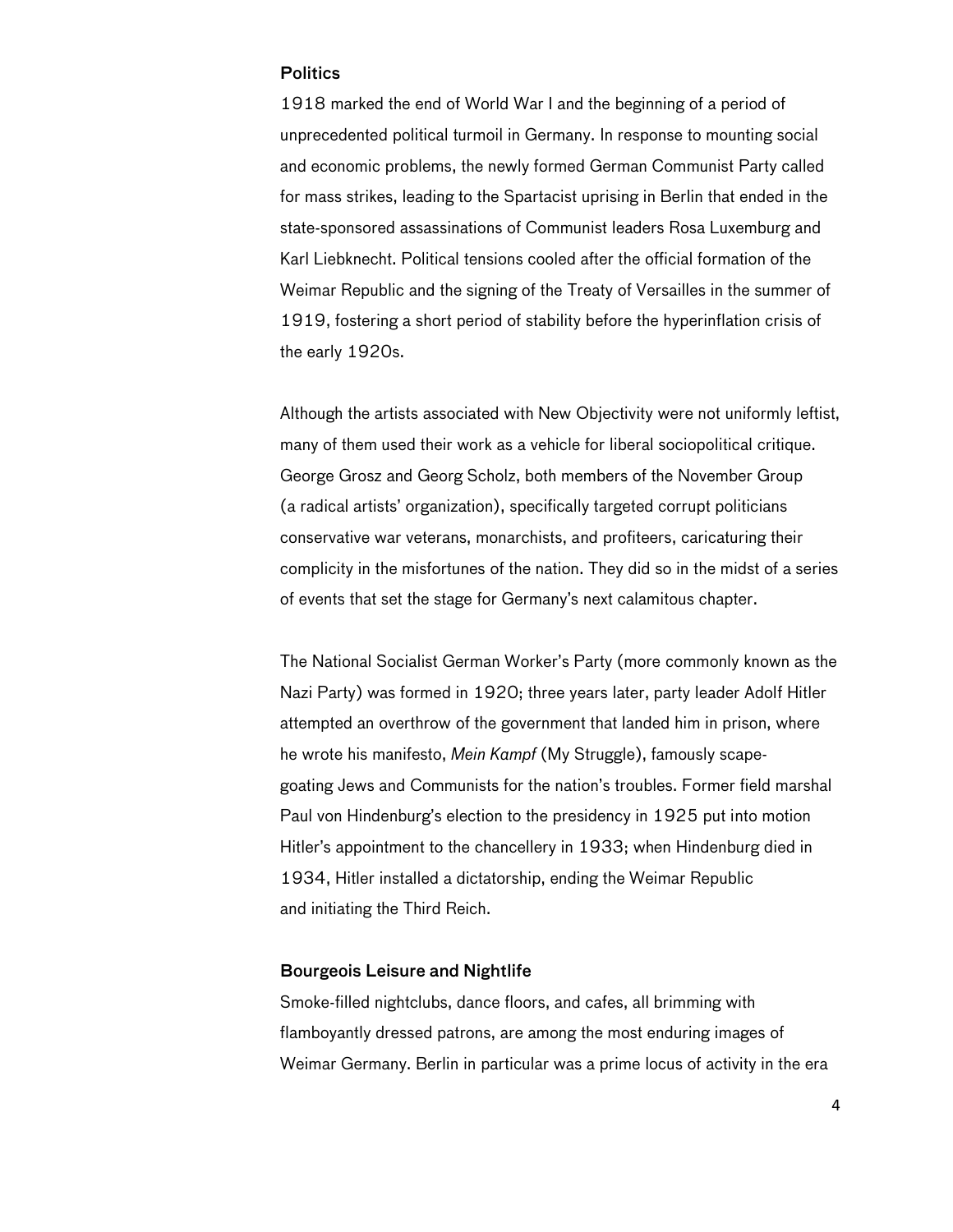## Politics

1918 marked the end of World War I and the beginning of a period of unprecedented political turmoil in Germany. In response to mounting social and economic problems, the newly formed German Communist Party called for mass strikes, leading to the Spartacist uprising in Berlin that ended in the state-sponsored assassinations of Communist leaders Rosa Luxemburg and Karl Liebknecht. Political tensions cooled after the official formation of the Weimar Republic and the signing of the Treaty of Versailles in the summer of 1919, fostering a short period of stability before the hyperinflation crisis of the early 1920s.

Although the artists associated with New Objectivity were not uniformly leftist, many of them used their work as a vehicle for liberal sociopolitical critique. George Grosz and Georg Scholz, both members of the November Group (a radical artists' organization), specifically targeted corrupt politicians conservative war veterans, monarchists, and profiteers, caricaturing their complicity in the misfortunes of the nation. They did so in the midst of a series of events that set the stage for Germany's next calamitous chapter.

The National Socialist German Worker's Party (more commonly known as the Nazi Party) was formed in 1920; three years later, party leader Adolf Hitler attempted an overthrow of the government that landed him in prison, where he wrote his manifesto, *Mein Kampf* (My Struggle), famously scape-goating Jews and Communists for the nation's troubles. Former field marshal Paul von Hindenburg's election to the presidency in 1925 put into motion Hitler's appointment to the chancellery in 1933; when Hindenburg died in 1934, Hitler installed a dictatorship, ending the Weimar Republic and initiating the Third Reich.

## Bourgeois Leisure and Nightlife

Smoke-filled nightclubs, dance floors, and cafes, all brimming with flamboyantly dressed patrons, are among the most enduring images of Weimar Germany. Berlin in particular was a prime locus of activity in the era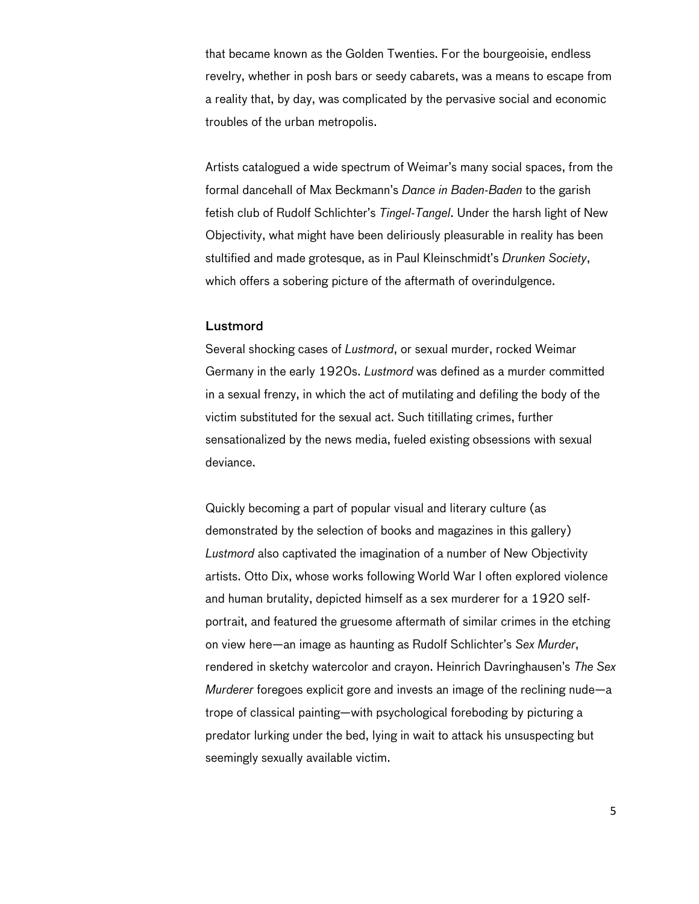that became known as the Golden Twenties. For the bourgeoisie, endless revelry, whether in posh bars or seedy cabarets, was a means to escape from a reality that, by day, was complicated by the pervasive social and economic troubles of the urban metropolis.

Artists catalogued a wide spectrum of Weimar's many social spaces, from the formal dancehall of Max Beckmann's *Dance in Baden-Baden* to the garish fetish club of Rudolf Schlichter's *Tingel-Tangel*. Under the harsh light of New Objectivity, what might have been deliriously pleasurable in reality has been stultified and made grotesque, as in Paul Kleinschmidt's *Drunken Society*, which offers a sobering picture of the aftermath of overindulgence.

## Lustmord

Several shocking cases of *Lustmord*, or sexual murder, rocked Weimar Germany in the early 1920s. *Lustmord* was defined as a murder committed in a sexual frenzy, in which the act of mutilating and defiling the body of the victim substituted for the sexual act. Such titillating crimes, further sensationalized by the news media, fueled existing obsessions with sexual deviance.

Quickly becoming a part of popular visual and literary culture (as demonstrated by the selection of books and magazines in this gallery) *Lustmord* also captivated the imagination of a number of New Objectivity artists. Otto Dix, whose works following World War I often explored violence and human brutality, depicted himself as a sex murderer for a 1920 self-portrait, and featured the gruesome aftermath of similar crimes in the etching on view here—an image as haunting as Rudolf Schlichter's *Sex Murder*, rendered in sketchy watercolor and crayon. Heinrich Davringhausen's *The Sex Murderer* foregoes explicit gore and invests an image of the reclining nude—a trope of classical painting—with psychological foreboding by picturing a predator lurking under the bed, lying in wait to attack his unsuspecting but seemingly sexually available victim.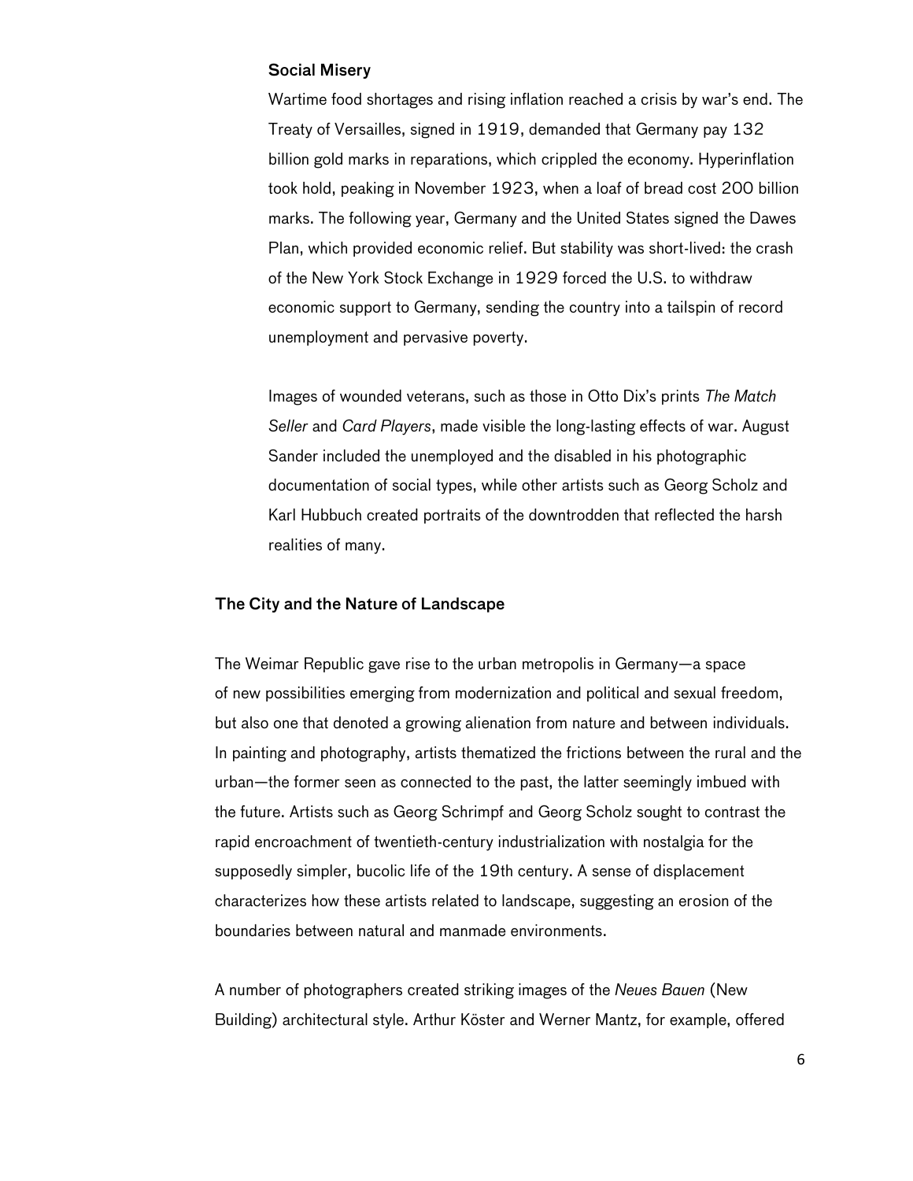### Social Misery

Wartime food shortages and rising inflation reached a crisis by war's end. The Treaty of Versailles, signed in 1919, demanded that Germany pay 132 billion gold marks in reparations, which crippled the economy. Hyperinflation took hold, peaking in November 1923, when a loaf of bread cost 200 billion marks. The following year, Germany and the United States signed the Dawes Plan, which provided economic relief. But stability was short-lived: the crash of the New York Stock Exchange in 1929 forced the U.S. to withdraw economic support to Germany, sending the country into a tailspin of record unemployment and pervasive poverty.

Images of wounded veterans, such as those in Otto Dix's prints *The Match Seller* and *Card Players*, made visible the long-lasting effects of war. August Sander included the unemployed and the disabled in his photographic documentation of social types, while other artists such as Georg Scholz and Karl Hubbuch created portraits of the downtrodden that reflected the harsh realities of many.

## The City and the Nature of Landscape

The Weimar Republic gave rise to the urban metropolis in Germany—a space of new possibilities emerging from modernization and political and sexual freedom, but also one that denoted a growing alienation from nature and between individuals. In painting and photography, artists thematized the frictions between the rural and the urban—the former seen as connected to the past, the latter seemingly imbued with the future. Artists such as Georg Schrimpf and Georg Scholz sought to contrast the rapid encroachment of twentieth-century industrialization with nostalgia for the supposedly simpler, bucolic life of the 19th century. A sense of displacement characterizes how these artists related to landscape, suggesting an erosion of the boundaries between natural and manmade environments.

A number of photographers created striking images of the *Neues Bauen* (New Building) architectural style. Arthur Köster and Werner Mantz, for example, offered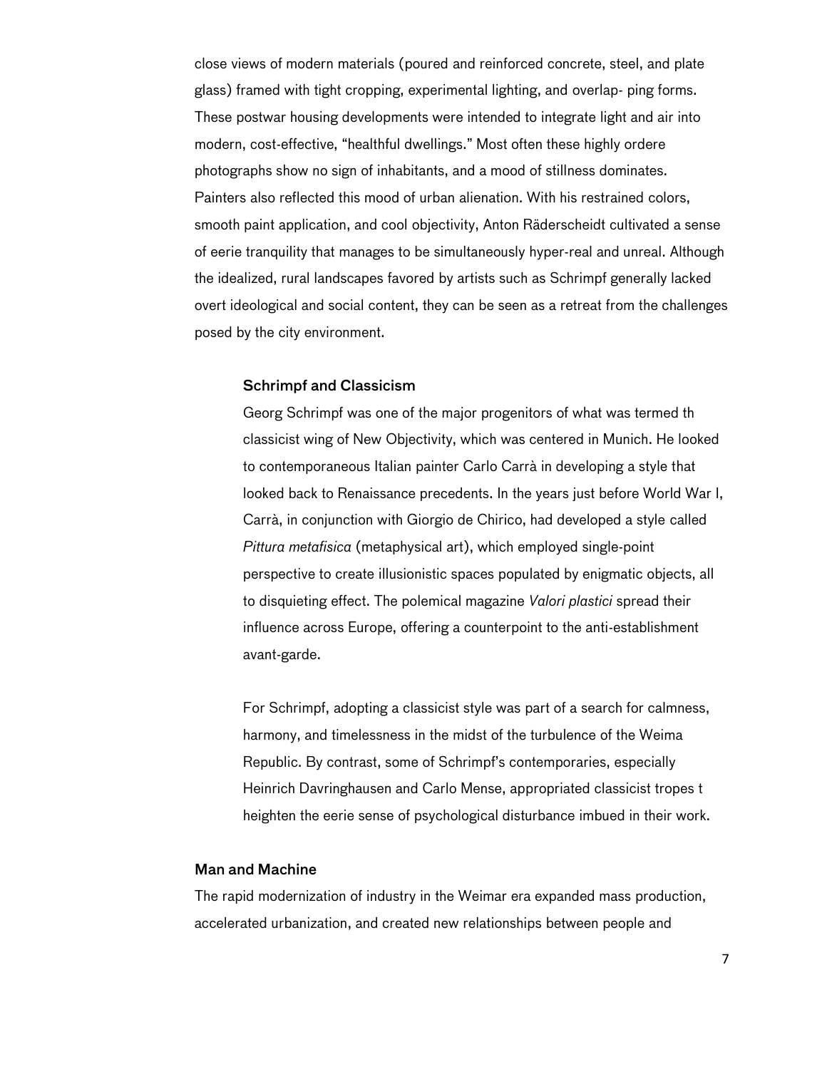close views of modern materials (poured and reinforced concrete, steel, and plate glass) framed with tight cropping, experimental lighting, and overlap- ping forms. These postwar housing developments were intended to integrate light and air into modern, cost-effective, "healthful dwellings." Most often these highly ordere photographs show no sign of inhabitants, and a mood of stillness dominates. Painters also reflected this mood of urban alienation. With his restrained colors, smooth paint application, and cool objectivity, Anton Räderscheidt cultivated a sense of eerie tranquility that manages to be simultaneously hyper-real and unreal. Although the idealized, rural landscapes favored by artists such as Schrimpf generally lacked overt ideological and social content, they can be seen as a retreat from the challenges posed by the city environment.

### Schrimpf and Classicism

Georg Schrimpf was one of the major progenitors of what was termed th classicist wing of New Objectivity, which was centered in Munich. He looked to contemporaneous Italian painter Carlo Carrà in developing a style that looked back to Renaissance precedents. In the years just before World War I, Carrà, in conjunction with Giorgio de Chirico, had developed a style called *Pittura metafisica* (metaphysical art), which employed single-point perspective to create illusionistic spaces populated by enigmatic objects, all to disquieting effect. The polemical magazine *Valori plastici* spread their influence across Europe, offering a counterpoint to the anti-establishment avant-garde.

For Schrimpf, adopting a classicist style was part of a search for calmness, harmony, and timelessness in the midst of the turbulence of the Weima Republic. By contrast, some of Schrimpf's contemporaries, especially Heinrich Davringhausen and Carlo Mense, appropriated classicist tropes t heighten the eerie sense of psychological disturbance imbued in their work.

## Man and Machine

The rapid modernization of industry in the Weimar era expanded mass production, accelerated urbanization, and created new relationships between people and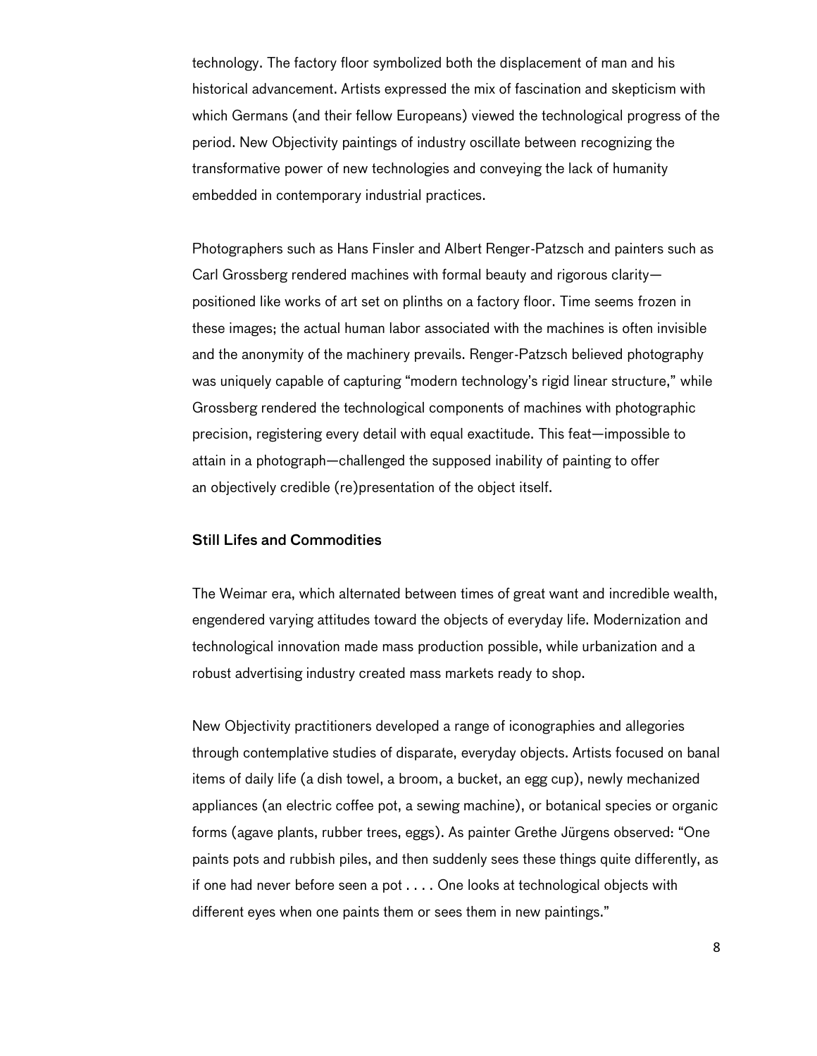technology. The factory floor symbolized both the displacement of man and his historical advancement. Artists expressed the mix of fascination and skepticism with which Germans (and their fellow Europeans) viewed the technological progress of the period. New Objectivity paintings of industry oscillate between recognizing the transformative power of new technologies and conveying the lack of humanity embedded in contemporary industrial practices.

Photographers such as Hans Finsler and Albert Renger-Patzsch and painters such as Carl Grossberg rendered machines with formal beauty and rigorous clarity—positioned like works of art set on plinths on a factory floor. Time seems frozen in these images; the actual human labor associated with the machines is often invisible and the anonymity of the machinery prevails. Renger-Patzsch believed photography was uniquely capable of capturing "modern technology's rigid linear structure," while Grossberg rendered the technological components of machines with photographic precision, registering every detail with equal exactitude. This feat—impossible to attain in a photograph—challenged the supposed inability of painting to offer an objectively credible (re)presentation of the object itself.

## Still Lifes and Commodities

The Weimar era, which alternated between times of great want and incredible wealth, engendered varying attitudes toward the objects of everyday life. Modernization and technological innovation made mass production possible, while urbanization and a robust advertising industry created mass markets ready to shop.

New Objectivity practitioners developed a range of iconographies and allegories through contemplative studies of disparate, everyday objects. Artists focused on banal items of daily life (a dish towel, a broom, a bucket, an egg cup), newly mechanized appliances (an electric coffee pot, a sewing machine), or botanical species or organic forms (agave plants, rubber trees, eggs). As painter Grethe Jürgens observed: "One paints pots and rubbish piles, and then suddenly sees these things quite differently, as if one had never before seen a pot . . . . One looks at technological objects with different eyes when one paints them or sees them in new paintings."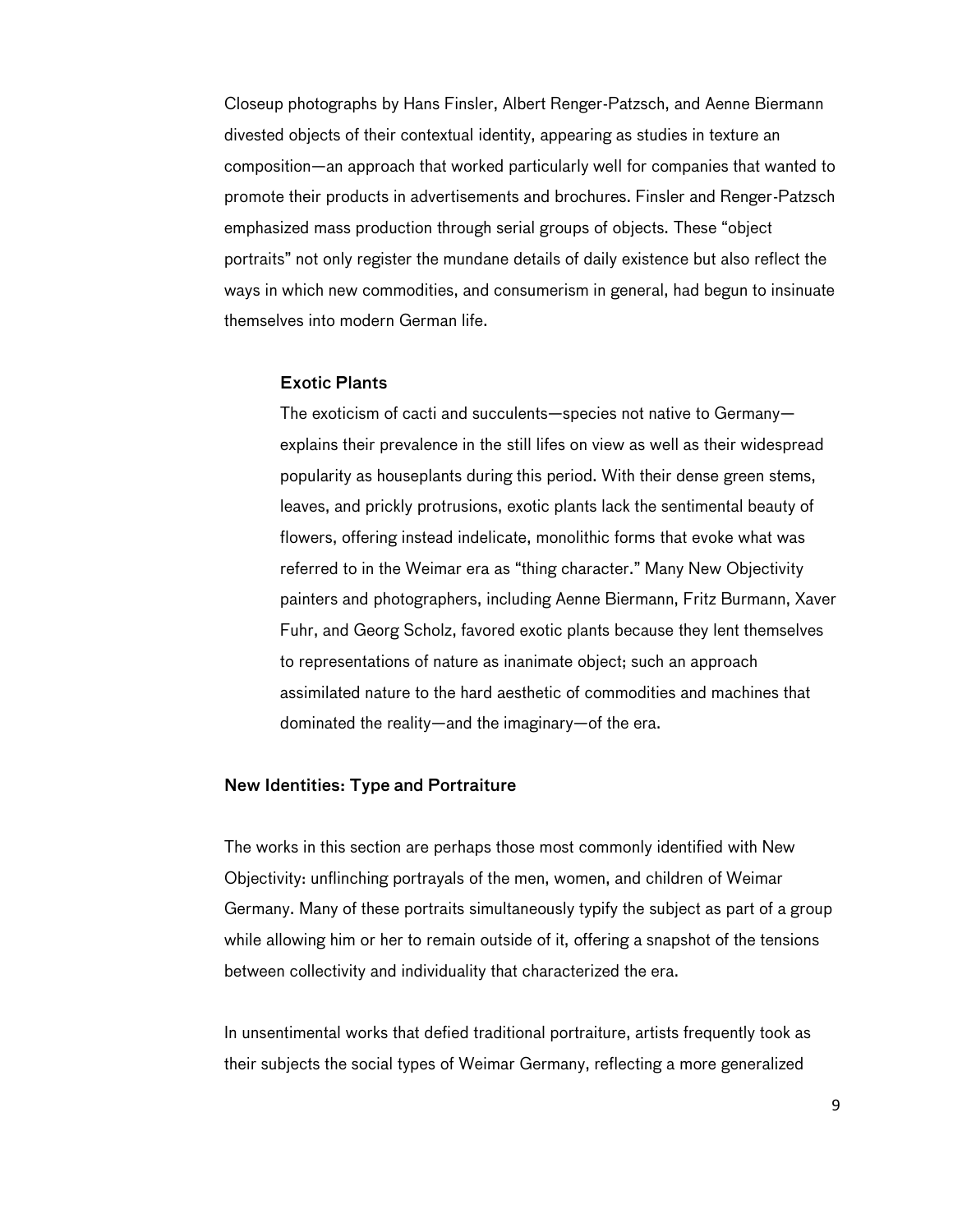Closeup photographs by Hans Finsler, Albert Renger-Patzsch, and Aenne Biermann divested objects of their contextual identity, appearing as studies in texture an composition—an approach that worked particularly well for companies that wanted to promote their products in advertisements and brochures. Finsler and Renger-Patzsch emphasized mass production through serial groups of objects. These "object portraits" not only register the mundane details of daily existence but also reflect the ways in which new commodities, and consumerism in general, had begun to insinuate themselves into modern German life.

### Exotic Plants

The exoticism of cacti and succulents—species not native to Germany—explains their prevalence in the still lifes on view as well as their widespread popularity as houseplants during this period. With their dense green stems, leaves, and prickly protrusions, exotic plants lack the sentimental beauty of flowers, offering instead indelicate, monolithic forms that evoke what was referred to in the Weimar era as "thing character." Many New Objectivity painters and photographers, including Aenne Biermann, Fritz Burmann, Xaver Fuhr, and Georg Scholz, favored exotic plants because they lent themselves to representations of nature as inanimate object; such an approach assimilated nature to the hard aesthetic of commodities and machines that dominated the reality—and the imaginary—of the era.

## New Identities: Type and Portraiture

The works in this section are perhaps those most commonly identified with New Objectivity: unflinching portrayals of the men, women, and children of Weimar Germany. Many of these portraits simultaneously typify the subject as part of a group while allowing him or her to remain outside of it, offering a snapshot of the tensions between collectivity and individuality that characterized the era.

In unsentimental works that defied traditional portraiture, artists frequently took as their subjects the social types of Weimar Germany, reflecting a more generalized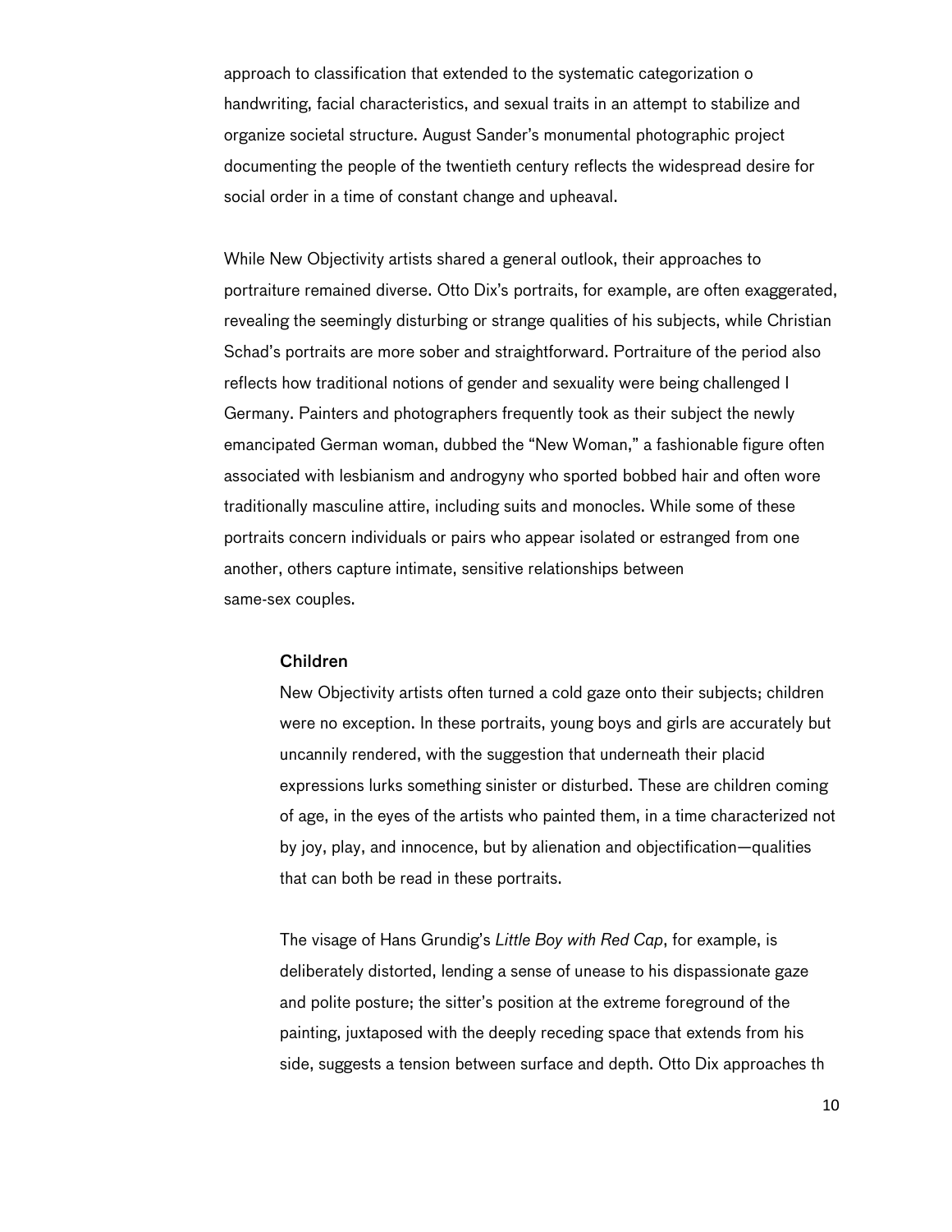approach to classification that extended to the systematic categorization o handwriting, facial characteristics, and sexual traits in an attempt to stabilize and organize societal structure. August Sander's monumental photographic project documenting the people of the twentieth century reflects the widespread desire for social order in a time of constant change and upheaval.

While New Objectivity artists shared a general outlook, their approaches to portraiture remained diverse. Otto Dix's portraits, for example, are often exaggerated, revealing the seemingly disturbing or strange qualities of his subjects, while Christian Schad's portraits are more sober and straightforward. Portraiture of the period also reflects how traditional notions of gender and sexuality were being challenged I Germany. Painters and photographers frequently took as their subject the newly emancipated German woman, dubbed the "New Woman," a fashionable figure often associated with lesbianism and androgyny who sported bobbed hair and often wore traditionally masculine attire, including suits and monocles. While some of these portraits concern individuals or pairs who appear isolated or estranged from one another, others capture intimate, sensitive relationships between same-sex couples.

### Children

New Objectivity artists often turned a cold gaze onto their subjects; children were no exception. In these portraits, young boys and girls are accurately but uncannily rendered, with the suggestion that underneath their placid expressions lurks something sinister or disturbed. These are children coming of age, in the eyes of the artists who painted them, in a time characterized not by joy, play, and innocence, but by alienation and objectification—qualities that can both be read in these portraits.

The visage of Hans Grundig's *Little Boy with Red Cap*, for example, is deliberately distorted, lending a sense of unease to his dispassionate gaze and polite posture; the sitter's position at the extreme foreground of the painting, juxtaposed with the deeply receding space that extends from his side, suggests a tension between surface and depth. Otto Dix approaches th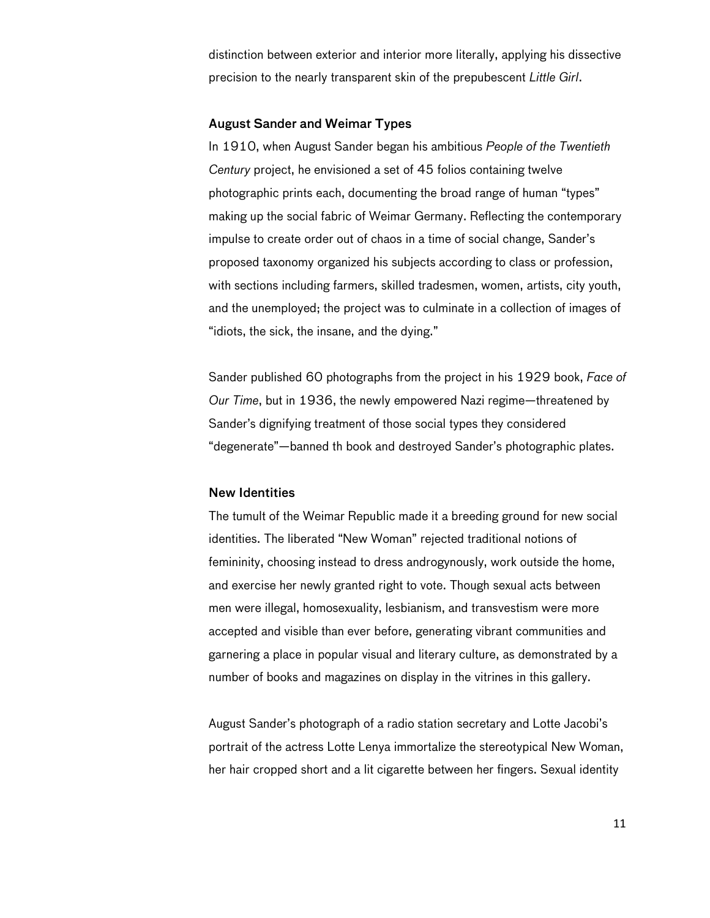distinction between exterior and interior more literally, applying his dissective precision to the nearly transparent skin of the prepubescent *Little Girl*.

### August Sander and Weimar Types

In 1910, when August Sander began his ambitious *People of the Twentieth Century* project, he envisioned a set of 45 folios containing twelve photographic prints each, documenting the broad range of human "types" making up the social fabric of Weimar Germany. Reflecting the contemporary impulse to create order out of chaos in a time of social change, Sander's proposed taxonomy organized his subjects according to class or profession, with sections including farmers, skilled tradesmen, women, artists, city youth, and the unemployed; the project was to culminate in a collection of images of "idiots, the sick, the insane, and the dying."

Sander published 60 photographs from the project in his 1929 book, *Face of Our Time*, but in 1936, the newly empowered Nazi regime—threatened by Sander's dignifying treatment of those social types they considered "degenerate"—banned th book and destroyed Sander's photographic plates.

### New Identities

The tumult of the Weimar Republic made it a breeding ground for new social identities. The liberated "New Woman" rejected traditional notions of femininity, choosing instead to dress androgynously, work outside the home, and exercise her newly granted right to vote. Though sexual acts between men were illegal, homosexuality, lesbianism, and transvestism were more accepted and visible than ever before, generating vibrant communities and garnering a place in popular visual and literary culture, as demonstrated by a number of books and magazines on display in the vitrines in this gallery.

August Sander's photograph of a radio station secretary and Lotte Jacobi's portrait of the actress Lotte Lenya immortalize the stereotypical New Woman, her hair cropped short and a lit cigarette between her fingers. Sexual identity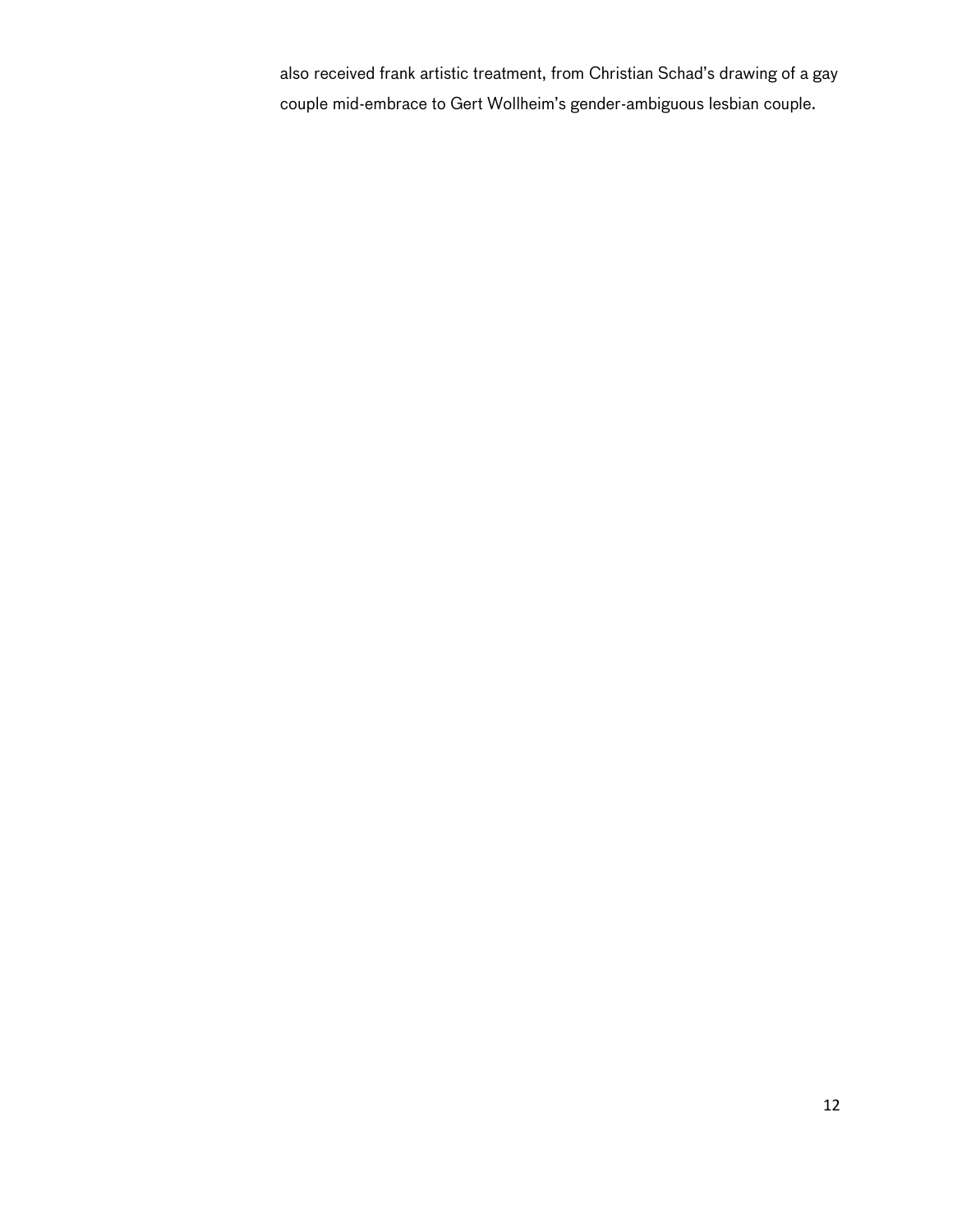also received frank artistic treatment, from Christian Schad's drawing of a gay couple mid-embrace to Gert Wollheim's gender-ambiguous lesbian couple.